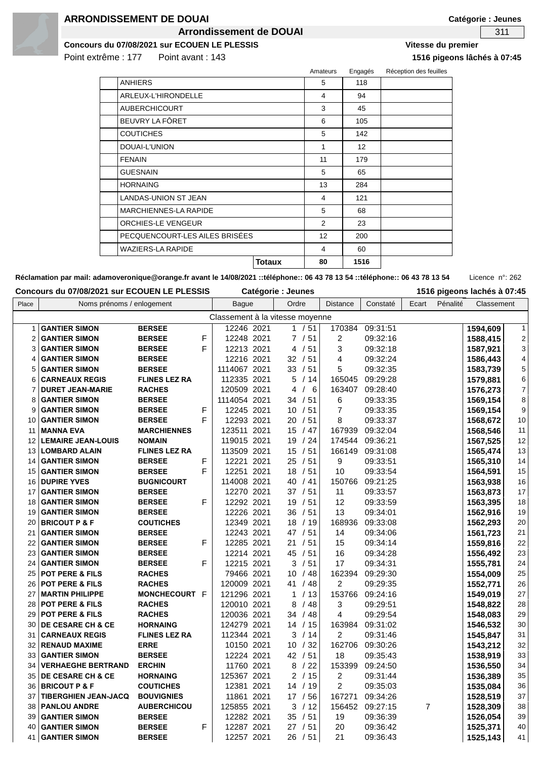# ARRONDISSEMENT DE DOUAI

**Catégorie : Jeunes**

## Arrondissement de DOUAI

311

**Concours du 07/08/2021 sur ECOUEN LE PLESSIS**

**Vitesse du premier**

Point extrême : 177 Point avant : 143

**1516 pigeons lâchés à 07:45**

| | | Amateurs | Engagés | Réception des feuilles |
|---|---|---|---|---|
| | ANHIERS | 5 | 118 | |
| | ARLEUX-L'HIRONDELLE | 4 | 94 | |
| | AUBERCHICOURT | 3 | 45 | |
| | BEUVRY LA FÔRET | 6 | 105 | |
| | COUTICHES | 5 | 142 | |
| | DOUAI-L'UNION | 1 | 12 | |
| | FENAIN | 11 | 179 | |
| | GUESNAIN | 5 | 65 | |
| | HORNAING | 13 | 284 | |
| | LANDAS-UNION ST JEAN | 4 | 121 | |
| | MARCHIENNES-LA RAPIDE | 5 | 68 | |
| | ORCHIES-LE VENGEUR | 2 | 23 | |
| | PECQUENCOURT-LES AILES BRISÉES | 12 | 200 | |
| | WAZIERS-LA RAPIDE | 4 | 60 | |
| | **Totaux** | **80** | **1516** | |

**Réclamation par mail: adamoveronique@orange.fr avant le 14/08/2021 ::téléphone:: 06 43 78 13 54 ::téléphone:: 06 43 78 13 54** Licence n°: 262

**Concours du 07/08/2021 sur ECOUEN LE PLESSIS** **Catégorie : Jeunes** **1516 pigeons lachés à 07:45**

Classement à la vitesse moyenne

| Place | Noms prénoms / enlogement | | | Bague | | Ordre | Distance | Constaté | Ecart | Pénalité | Classement | |
|---|---|---|---|---|---|---|---|---|---|---|---|---|
| 1 | **GANTIER SIMON** | **BERSEE** | | 12246 | 2021 | 1 / 51 | 170384 | 09:31:51 | | | **1594,609** | 1 |
| 2 | **GANTIER SIMON** | **BERSEE** | F | 12248 | 2021 | 7 / 51 | 2 | 09:32:16 | | | **1588,415** | 2 |
| 3 | **GANTIER SIMON** | **BERSEE** | F | 12213 | 2021 | 4 / 51 | 3 | 09:32:18 | | | **1587,921** | 3 |
| 4 | **GANTIER SIMON** | **BERSEE** | | 12216 | 2021 | 32 / 51 | 4 | 09:32:24 | | | **1586,443** | 4 |
| 5 | **GANTIER SIMON** | **BERSEE** | | 1114067 | 2021 | 33 / 51 | 5 | 09:32:35 | | | **1583,739** | 5 |
| 6 | **CARNEAUX REGIS** | **FLINES LEZ RA** | | 112335 | 2021 | 5 / 14 | 165045 | 09:29:28 | | | **1579,881** | 6 |
| 7 | **DURET JEAN-MARIE** | **RACHES** | | 120509 | 2021 | 4 / 6 | 163407 | 09:28:40 | | | **1576,273** | 7 |
| 8 | **GANTIER SIMON** | **BERSEE** | | 1114054 | 2021 | 34 / 51 | 6 | 09:33:35 | | | **1569,154** | 8 |
| 9 | **GANTIER SIMON** | **BERSEE** | F | 12245 | 2021 | 10 / 51 | 7 | 09:33:35 | | | **1569,154** | 9 |
| 10 | **GANTIER SIMON** | **BERSEE** | F | 12293 | 2021 | 20 / 51 | 8 | 09:33:37 | | | **1568,672** | 10 |
| 11 | **MANNA EVA** | **MARCHIENNES** | | 123511 | 2021 | 15 / 47 | 167939 | 09:32:04 | | | **1568,546** | 11 |
| 12 | **LEMAIRE JEAN-LOUIS** | **NOMAIN** | | 119015 | 2021 | 19 / 24 | 174544 | 09:36:21 | | | **1567,525** | 12 |
| 13 | **LOMBARD ALAIN** | **FLINES LEZ RA** | | 113509 | 2021 | 15 / 51 | 166149 | 09:31:08 | | | **1565,474** | 13 |
| 14 | **GANTIER SIMON** | **BERSEE** | F | 12221 | 2021 | 25 / 51 | 9 | 09:33:51 | | | **1565,310** | 14 |
| 15 | **GANTIER SIMON** | **BERSEE** | F | 12251 | 2021 | 18 / 51 | 10 | 09:33:54 | | | **1564,591** | 15 |
| 16 | **DUPIRE YVES** | **BUGNICOURT** | | 114008 | 2021 | 40 / 41 | 150766 | 09:21:25 | | | **1563,938** | 16 |
| 17 | **GANTIER SIMON** | **BERSEE** | | 12270 | 2021 | 37 / 51 | 11 | 09:33:57 | | | **1563,873** | 17 |
| 18 | **GANTIER SIMON** | **BERSEE** | F | 12292 | 2021 | 19 / 51 | 12 | 09:33:59 | | | **1563,395** | 18 |
| 19 | **GANTIER SIMON** | **BERSEE** | | 12226 | 2021 | 36 / 51 | 13 | 09:34:01 | | | **1562,916** | 19 |
| 20 | **BRICOUT P & F** | **COUTICHES** | | 12349 | 2021 | 18 / 19 | 168936 | 09:33:08 | | | **1562,293** | 20 |
| 21 | **GANTIER SIMON** | **BERSEE** | | 12243 | 2021 | 47 / 51 | 14 | 09:34:06 | | | **1561,723** | 21 |
| 22 | **GANTIER SIMON** | **BERSEE** | F | 12285 | 2021 | 21 / 51 | 15 | 09:34:14 | | | **1559,816** | 22 |
| 23 | **GANTIER SIMON** | **BERSEE** | | 12214 | 2021 | 45 / 51 | 16 | 09:34:28 | | | **1556,492** | 23 |
| 24 | **GANTIER SIMON** | **BERSEE** | F | 12215 | 2021 | 3 / 51 | 17 | 09:34:31 | | | **1555,781** | 24 |
| 25 | **POT PERE & FILS** | **RACHES** | | 79466 | 2021 | 10 / 48 | 162394 | 09:29:30 | | | **1554,009** | 25 |
| 26 | **POT PERE & FILS** | **RACHES** | | 120009 | 2021 | 41 / 48 | 2 | 09:29:35 | | | **1552,771** | 26 |
| 27 | **MARTIN PHILIPPE** | **MONCHECOURT** | F | 121296 | 2021 | 1 / 13 | 153766 | 09:24:16 | | | **1549,019** | 27 |
| 28 | **POT PERE & FILS** | **RACHES** | | 120010 | 2021 | 8 / 48 | 3 | 09:29:51 | | | **1548,822** | 28 |
| 29 | **POT PERE & FILS** | **RACHES** | | 120036 | 2021 | 34 / 48 | 4 | 09:29:54 | | | **1548,083** | 29 |
| 30 | **DE CESARE CH & CE** | **HORNAING** | | 124279 | 2021 | 14 / 15 | 163984 | 09:31:02 | | | **1546,532** | 30 |
| 31 | **CARNEAUX REGIS** | **FLINES LEZ RA** | | 112344 | 2021 | 3 / 14 | 2 | 09:31:46 | | | **1545,847** | 31 |
| 32 | **RENAUD MAXIME** | **ERRE** | | 10150 | 2021 | 10 / 32 | 162706 | 09:30:26 | | | **1543,212** | 32 |
| 33 | **GANTIER SIMON** | **BERSEE** | | 12224 | 2021 | 42 / 51 | 18 | 09:35:43 | | | **1538,919** | 33 |
| 34 | **VERHAEGHE BERTRAND** | **ERCHIN** | | 11760 | 2021 | 8 / 22 | 153399 | 09:24:50 | | | **1536,550** | 34 |
| 35 | **DE CESARE CH & CE** | **HORNAING** | | 125367 | 2021 | 2 / 15 | 2 | 09:31:44 | | | **1536,389** | 35 |
| 36 | **BRICOUT P & F** | **COUTICHES** | | 12381 | 2021 | 14 / 19 | 2 | 09:35:03 | | | **1535,084** | 36 |
| 37 | **TIBERGHIEN JEAN-JACQ** | **BOUVIGNIES** | | 11861 | 2021 | 17 / 56 | 167271 | 09:34:26 | | | **1528,519** | 37 |
| 38 | **PANLOU ANDRE** | **AUBERCHICOU** | | 125855 | 2021 | 3 / 12 | 156452 | 09:27:15 | 7 | | **1528,309** | 38 |
| 39 | **GANTIER SIMON** | **BERSEE** | | 12282 | 2021 | 35 / 51 | 19 | 09:36:39 | | | **1526,054** | 39 |
| 40 | **GANTIER SIMON** | **BERSEE** | F | 12287 | 2021 | 27 / 51 | 20 | 09:36:42 | | | **1525,371** | 40 |
| 41 | **GANTIER SIMON** | **BERSEE** | | 12257 | 2021 | 26 / 51 | 21 | 09:36:43 | | | **1525,143** | 41 |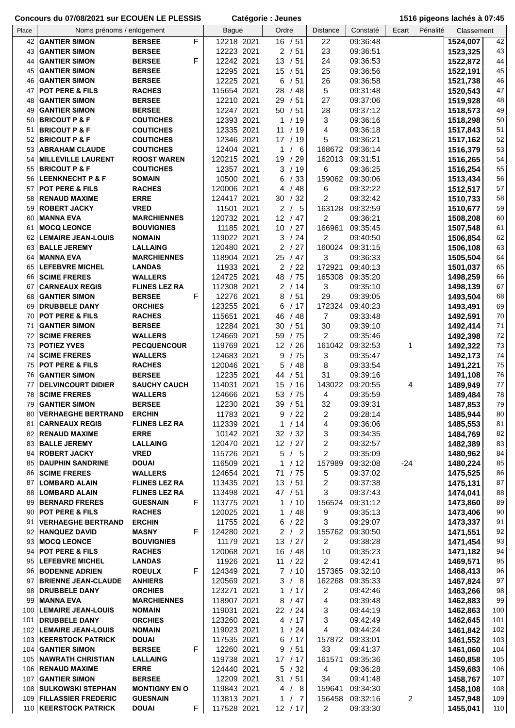**Concours du 07/08/2021 sur ECOUEN LE PLESSIS** **Catégorie : Jeunes** **1516 pigeons lachés à 07:45**

| Place | Noms prénoms / enlogement | | | Bague | | Ordre | Distance | Constaté | Ecart | Pénalité | Classement | |
|---|---|---|---|---|---|---|---|---|---|---|---|---|
| 42 | GANTIER SIMON | BERSEE | F | 12218 | 2021 | 16 / 51 | 22 | 09:36:48 | | | 1524,007 | 42 |
| 43 | GANTIER SIMON | BERSEE | | 12223 | 2021 | 2 / 51 | 23 | 09:36:51 | | | 1523,325 | 43 |
| 44 | GANTIER SIMON | BERSEE | F | 12242 | 2021 | 13 / 51 | 24 | 09:36:53 | | | 1522,872 | 44 |
| 45 | GANTIER SIMON | BERSEE | | 12295 | 2021 | 15 / 51 | 25 | 09:36:56 | | | 1522,191 | 45 |
| 46 | GANTIER SIMON | BERSEE | | 12225 | 2021 | 6 / 51 | 26 | 09:36:58 | | | 1521,738 | 46 |
| 47 | POT PERE & FILS | RACHES | | 115654 | 2021 | 28 / 48 | 5 | 09:31:48 | | | 1520,543 | 47 |
| 48 | GANTIER SIMON | BERSEE | | 12210 | 2021 | 29 / 51 | 27 | 09:37:06 | | | 1519,928 | 48 |
| 49 | GANTIER SIMON | BERSEE | | 12247 | 2021 | 50 / 51 | 28 | 09:37:12 | | | 1518,573 | 49 |
| 50 | BRICOUT P & F | COUTICHES | | 12393 | 2021 | 1 / 19 | 3 | 09:36:16 | | | 1518,298 | 50 |
| 51 | BRICOUT P & F | COUTICHES | | 12335 | 2021 | 11 / 19 | 4 | 09:36:18 | | | 1517,843 | 51 |
| 52 | BRICOUT P & F | COUTICHES | | 12346 | 2021 | 17 / 19 | 5 | 09:36:21 | | | 1517,162 | 52 |
| 53 | ABRAHAM CLAUDE | COUTICHES | | 12404 | 2021 | 1 / 6 | 168672 | 09:36:14 | | | 1516,379 | 53 |
| 54 | MILLEVILLE LAURENT | ROOST WAREN | | 120215 | 2021 | 19 / 29 | 162013 | 09:31:51 | | | 1516,265 | 54 |
| 55 | BRICOUT P & F | COUTICHES | | 12357 | 2021 | 3 / 19 | 6 | 09:36:25 | | | 1516,254 | 55 |
| 56 | LEENKNECHT P & F | SOMAIN | | 10500 | 2021 | 6 / 33 | 159062 | 09:30:06 | | | 1513,434 | 56 |
| 57 | POT PERE & FILS | RACHES | | 120006 | 2021 | 4 / 48 | 6 | 09:32:22 | | | 1512,517 | 57 |
| 58 | RENAUD MAXIME | ERRE | | 124417 | 2021 | 30 / 32 | 2 | 09:32:42 | | | 1510,733 | 58 |
| 59 | ROBERT JACKY | VRED | | 11501 | 2021 | 2 / 5 | 163128 | 09:32:59 | | | 1510,677 | 59 |
| 60 | MANNA EVA | MARCHIENNES | | 120732 | 2021 | 12 / 47 | 2 | 09:36:21 | | | 1508,208 | 60 |
| 61 | MOCQ LEONCE | BOUVIGNIES | | 11185 | 2021 | 10 / 27 | 166961 | 09:35:45 | | | 1507,548 | 61 |
| 62 | LEMAIRE JEAN-LOUIS | NOMAIN | | 119022 | 2021 | 3 / 24 | 2 | 09:40:50 | | | 1506,854 | 62 |
| 63 | BALLE JEREMY | LALLAING | | 120480 | 2021 | 2 / 27 | 160024 | 09:31:15 | | | 1506,108 | 63 |
| 64 | MANNA EVA | MARCHIENNES | | 118904 | 2021 | 25 / 47 | 3 | 09:36:33 | | | 1505,504 | 64 |
| 65 | LEFEBVRE MICHEL | LANDAS | | 11933 | 2021 | 2 / 22 | 172921 | 09:40:13 | | | 1501,037 | 65 |
| 66 | SCIME FRERES | WALLERS | | 124725 | 2021 | 48 / 75 | 165308 | 09:35:20 | | | 1498,259 | 66 |
| 67 | CARNEAUX REGIS | FLINES LEZ RA | | 112308 | 2021 | 2 / 14 | 3 | 09:35:10 | | | 1498,139 | 67 |
| 68 | GANTIER SIMON | BERSEE | F | 12276 | 2021 | 8 / 51 | 29 | 09:39:05 | | | 1493,504 | 68 |
| 69 | DRUBBELE DANY | ORCHIES | | 123255 | 2021 | 6 / 17 | 172324 | 09:40:23 | | | 1493,491 | 69 |
| 70 | POT PERE & FILS | RACHES | | 115651 | 2021 | 46 / 48 | 7 | 09:33:48 | | | 1492,591 | 70 |
| 71 | GANTIER SIMON | BERSEE | | 12284 | 2021 | 30 / 51 | 30 | 09:39:10 | | | 1492,414 | 71 |
| 72 | SCIME FRERES | WALLERS | | 124669 | 2021 | 59 / 75 | 2 | 09:35:46 | | | 1492,398 | 72 |
| 73 | POTIEZ YVES | PECQUENCOUR | | 119769 | 2021 | 12 / 26 | 161042 | 09:32:53 | 1 | | 1492,322 | 73 |
| 74 | SCIME FRERES | WALLERS | | 124683 | 2021 | 9 / 75 | 3 | 09:35:47 | | | 1492,173 | 74 |
| 75 | POT PERE & FILS | RACHES | | 120046 | 2021 | 5 / 48 | 8 | 09:33:54 | | | 1491,221 | 75 |
| 76 | GANTIER SIMON | BERSEE | | 12235 | 2021 | 44 / 51 | 31 | 09:39:16 | | | 1491,108 | 76 |
| 77 | DELVINCOURT DIDIER | SAUCHY CAUCH | | 114031 | 2021 | 15 / 16 | 143022 | 09:20:55 | 4 | | 1489,949 | 77 |
| 78 | SCIME FRERES | WALLERS | | 124666 | 2021 | 53 / 75 | 4 | 09:35:59 | | | 1489,484 | 78 |
| 79 | GANTIER SIMON | BERSEE | | 12230 | 2021 | 39 / 51 | 32 | 09:39:31 | | | 1487,853 | 79 |
| 80 | VERHAEGHE BERTRAND | ERCHIN | | 11783 | 2021 | 9 / 22 | 2 | 09:28:14 | | | 1485,944 | 80 |
| 81 | CARNEAUX REGIS | FLINES LEZ RA | | 112339 | 2021 | 1 / 14 | 4 | 09:36:06 | | | 1485,553 | 81 |
| 82 | RENAUD MAXIME | ERRE | | 10142 | 2021 | 32 / 32 | 3 | 09:34:35 | | | 1484,769 | 82 |
| 83 | BALLE JEREMY | LALLAING | | 120470 | 2021 | 12 / 27 | 2 | 09:32:57 | | | 1482,389 | 83 |
| 84 | ROBERT JACKY | VRED | | 115726 | 2021 | 5 / 5 | 2 | 09:35:09 | | | 1480,962 | 84 |
| 85 | DAUPHIN SANDRINE | DOUAI | | 116509 | 2021 | 1 / 12 | 157989 | 09:32:08 | -24 | | 1480,224 | 85 |
| 86 | SCIME FRERES | WALLERS | | 124654 | 2021 | 71 / 75 | 5 | 09:37:02 | | | 1475,525 | 86 |
| 87 | LOMBARD ALAIN | FLINES LEZ RA | | 113435 | 2021 | 13 / 51 | 2 | 09:37:38 | | | 1475,131 | 87 |
| 88 | LOMBARD ALAIN | FLINES LEZ RA | | 113498 | 2021 | 47 / 51 | 3 | 09:37:43 | | | 1474,041 | 88 |
| 89 | BERNARD FRERES | GUESNAIN | F | 113775 | 2021 | 1 / 10 | 156524 | 09:31:12 | | | 1473,860 | 89 |
| 90 | POT PERE & FILS | RACHES | | 120025 | 2021 | 1 / 48 | 9 | 09:35:13 | | | 1473,406 | 90 |
| 91 | VERHAEGHE BERTRAND | ERCHIN | | 11755 | 2021 | 6 / 22 | 3 | 09:29:07 | | | 1473,337 | 91 |
| 92 | HANQUEZ DAVID | MASNY | F | 124280 | 2021 | 2 / 2 | 155762 | 09:30:50 | | | 1471,551 | 92 |
| 93 | MOCQ LEONCE | BOUVIGNIES | | 11179 | 2021 | 13 / 27 | 2 | 09:38:28 | | | 1471,454 | 93 |
| 94 | POT PERE & FILS | RACHES | | 120068 | 2021 | 16 / 48 | 10 | 09:35:23 | | | 1471,182 | 94 |
| 95 | LEFEBVRE MICHEL | LANDAS | | 11926 | 2021 | 11 / 22 | 2 | 09:42:41 | | | 1469,571 | 95 |
| 96 | BODENNE ADRIEN | ROEULX | F | 124349 | 2021 | 7 / 10 | 157365 | 09:32:10 | | | 1468,413 | 96 |
| 97 | BRIENNE JEAN-CLAUDE | ANHIERS | | 120569 | 2021 | 3 / 8 | 162268 | 09:35:33 | | | 1467,824 | 97 |
| 98 | DRUBBELE DANY | ORCHIES | | 123271 | 2021 | 1 / 17 | 2 | 09:42:46 | | | 1463,266 | 98 |
| 99 | MANNA EVA | MARCHIENNES | | 118907 | 2021 | 8 / 47 | 4 | 09:39:48 | | | 1462,883 | 99 |
| 100 | LEMAIRE JEAN-LOUIS | NOMAIN | | 119031 | 2021 | 22 / 24 | 3 | 09:44:19 | | | 1462,863 | 100 |
| 101 | DRUBBELE DANY | ORCHIES | | 123260 | 2021 | 4 / 17 | 3 | 09:42:49 | | | 1462,645 | 101 |
| 102 | LEMAIRE JEAN-LOUIS | NOMAIN | | 119023 | 2021 | 1 / 24 | 4 | 09:44:24 | | | 1461,842 | 102 |
| 103 | KEERSTOCK PATRICK | DOUAI | | 117535 | 2021 | 6 / 17 | 157872 | 09:33:01 | | | 1461,552 | 103 |
| 104 | GANTIER SIMON | BERSEE | F | 12260 | 2021 | 9 / 51 | 33 | 09:41:37 | | | 1461,060 | 104 |
| 105 | NAWRATH CHRISTIAN | LALLAING | | 119738 | 2021 | 17 / 17 | 161571 | 09:35:36 | | | 1460,858 | 105 |
| 106 | RENAUD MAXIME | ERRE | | 124440 | 2021 | 5 / 32 | 4 | 09:36:28 | | | 1459,683 | 106 |
| 107 | GANTIER SIMON | BERSEE | | 12209 | 2021 | 31 / 51 | 34 | 09:41:48 | | | 1458,767 | 107 |
| 108 | SULKOWSKI STEPHAN | MONTIGNY EN O | | 119843 | 2021 | 4 / 8 | 159641 | 09:34:30 | | | 1458,108 | 108 |
| 109 | FILLASSIER FREDERIC | GUESNAIN | | 113813 | 2021 | 1 / 7 | 156458 | 09:32:16 | 2 | | 1457,948 | 109 |
| 110 | KEERSTOCK PATRICK | DOUAI | F | 117528 | 2021 | 12 / 17 | 2 | 09:33:30 | | | 1455,041 | 110 |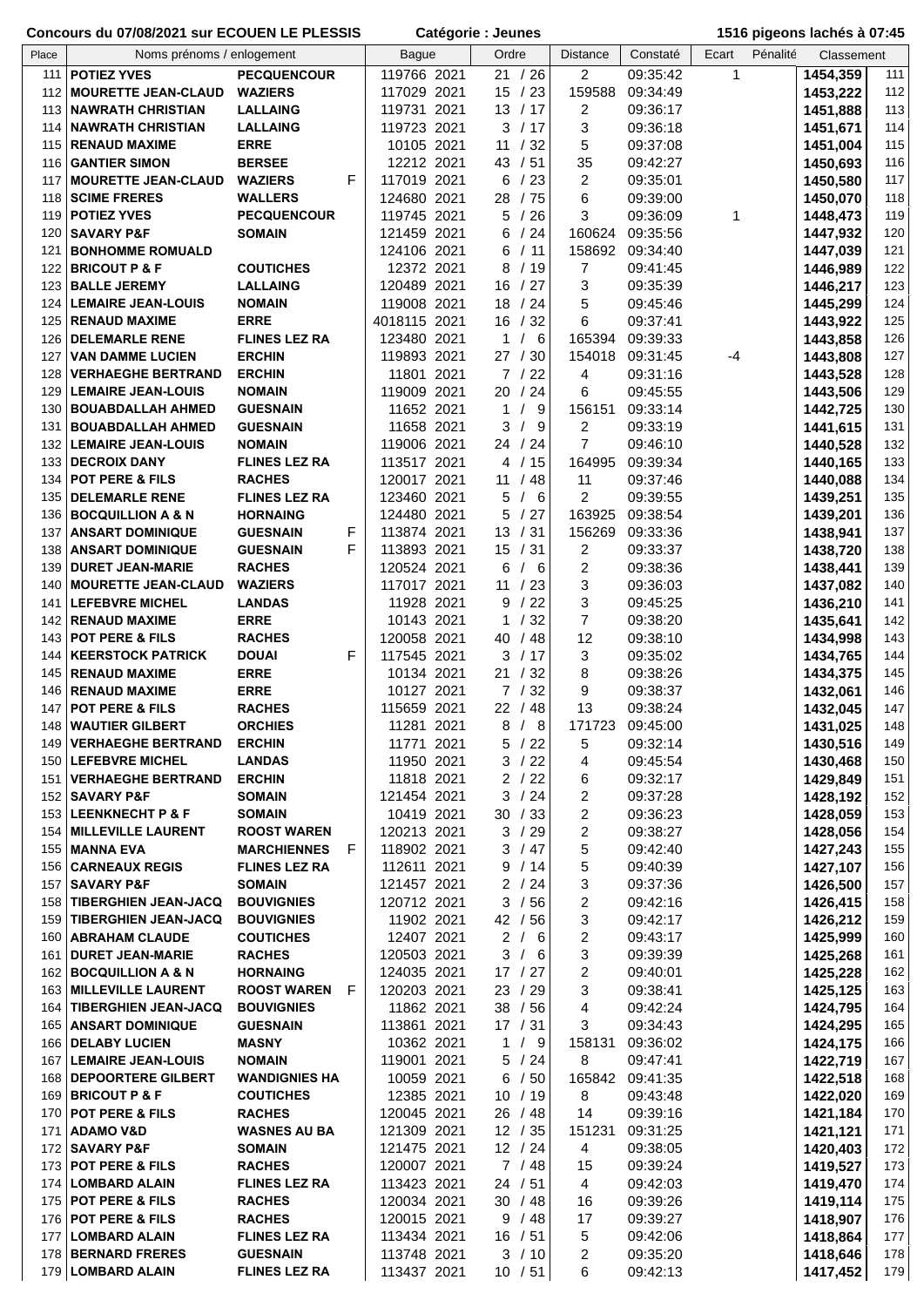**Concours du 07/08/2021 sur ECOUEN LE PLESSIS** **Catégorie : Jeunes** **1516 pigeons lachés à 07:45**

| Place | Noms prénoms / enlogement | | | Bague | | Ordre | Distance | Constaté | Ecart | Pénalité | Classement | |
|---|---|---|---|---|---|---|---|---|---|---|---|---|
| 111 | POTIEZ YVES | PECQUENCOUR | | 119766 | 2021 | 21 / 26 | 2 | 09:35:42 | 1 | | 1454,359 | 111 |
| 112 | MOURETTE JEAN-CLAUD | WAZIERS | | 117029 | 2021 | 15 / 23 | 159588 | 09:34:49 | | | 1453,222 | 112 |
| 113 | NAWRATH CHRISTIAN | LALLAING | | 119731 | 2021 | 13 / 17 | 2 | 09:36:17 | | | 1451,888 | 113 |
| 114 | NAWRATH CHRISTIAN | LALLAING | | 119723 | 2021 | 3 / 17 | 3 | 09:36:18 | | | 1451,671 | 114 |
| 115 | RENAUD MAXIME | ERRE | | 10105 | 2021 | 11 / 32 | 5 | 09:37:08 | | | 1451,004 | 115 |
| 116 | GANTIER SIMON | BERSEE | | 12212 | 2021 | 43 / 51 | 35 | 09:42:27 | | | 1450,693 | 116 |
| 117 | MOURETTE JEAN-CLAUD | WAZIERS | F | 117019 | 2021 | 6 / 23 | 2 | 09:35:01 | | | 1450,580 | 117 |
| 118 | SCIME FRERES | WALLERS | | 124680 | 2021 | 28 / 75 | 6 | 09:39:00 | | | 1450,070 | 118 |
| 119 | POTIEZ YVES | PECQUENCOUR | | 119745 | 2021 | 5 / 26 | 3 | 09:36:09 | 1 | | 1448,473 | 119 |
| 120 | SAVARY P&F | SOMAIN | | 121459 | 2021 | 6 / 24 | 160624 | 09:35:56 | | | 1447,932 | 120 |
| 121 | BONHOMME ROMUALD | | | 124106 | 2021 | 6 / 11 | 158692 | 09:34:40 | | | 1447,039 | 121 |
| 122 | BRICOUT P & F | COUTICHES | | 12372 | 2021 | 8 / 19 | 7 | 09:41:45 | | | 1446,989 | 122 |
| 123 | BALLE JEREMY | LALLAING | | 120489 | 2021 | 16 / 27 | 3 | 09:35:39 | | | 1446,217 | 123 |
| 124 | LEMAIRE JEAN-LOUIS | NOMAIN | | 119008 | 2021 | 18 / 24 | 5 | 09:45:46 | | | 1445,299 | 124 |
| 125 | RENAUD MAXIME | ERRE | | 4018115 | 2021 | 16 / 32 | 6 | 09:37:41 | | | 1443,922 | 125 |
| 126 | DELEMARLE RENE | FLINES LEZ RA | | 123480 | 2021 | 1 / 6 | 165394 | 09:39:33 | | | 1443,858 | 126 |
| 127 | VAN DAMME LUCIEN | ERCHIN | | 119893 | 2021 | 27 / 30 | 154018 | 09:31:45 | -4 | | 1443,808 | 127 |
| 128 | VERHAEGHE BERTRAND | ERCHIN | | 11801 | 2021 | 7 / 22 | 4 | 09:31:16 | | | 1443,528 | 128 |
| 129 | LEMAIRE JEAN-LOUIS | NOMAIN | | 119009 | 2021 | 20 / 24 | 6 | 09:45:55 | | | 1443,506 | 129 |
| 130 | BOUABDALLAH AHMED | GUESNAIN | | 11652 | 2021 | 1 / 9 | 156151 | 09:33:14 | | | 1442,725 | 130 |
| 131 | BOUABDALLAH AHMED | GUESNAIN | | 11658 | 2021 | 3 / 9 | 2 | 09:33:19 | | | 1441,615 | 131 |
| 132 | LEMAIRE JEAN-LOUIS | NOMAIN | | 119006 | 2021 | 24 / 24 | 7 | 09:46:10 | | | 1440,528 | 132 |
| 133 | DECROIX DANY | FLINES LEZ RA | | 113517 | 2021 | 4 / 15 | 164995 | 09:39:34 | | | 1440,165 | 133 |
| 134 | POT PERE & FILS | RACHES | | 120017 | 2021 | 11 / 48 | 11 | 09:37:46 | | | 1440,088 | 134 |
| 135 | DELEMARLE RENE | FLINES LEZ RA | | 123460 | 2021 | 5 / 6 | 2 | 09:39:55 | | | 1439,251 | 135 |
| 136 | BOCQUILLION A & N | HORNAING | | 124480 | 2021 | 5 / 27 | 163925 | 09:38:54 | | | 1439,201 | 136 |
| 137 | ANSART DOMINIQUE | GUESNAIN | F | 113874 | 2021 | 13 / 31 | 156269 | 09:33:36 | | | 1438,941 | 137 |
| 138 | ANSART DOMINIQUE | GUESNAIN | F | 113893 | 2021 | 15 / 31 | 2 | 09:33:37 | | | 1438,720 | 138 |
| 139 | DURET JEAN-MARIE | RACHES | | 120524 | 2021 | 6 / 6 | 2 | 09:38:36 | | | 1438,441 | 139 |
| 140 | MOURETTE JEAN-CLAUD | WAZIERS | | 117017 | 2021 | 11 / 23 | 3 | 09:36:03 | | | 1437,082 | 140 |
| 141 | LEFEBVRE MICHEL | LANDAS | | 11928 | 2021 | 9 / 22 | 3 | 09:45:25 | | | 1436,210 | 141 |
| 142 | RENAUD MAXIME | ERRE | | 10143 | 2021 | 1 / 32 | 7 | 09:38:20 | | | 1435,641 | 142 |
| 143 | POT PERE & FILS | RACHES | | 120058 | 2021 | 40 / 48 | 12 | 09:38:10 | | | 1434,998 | 143 |
| 144 | KEERSTOCK PATRICK | DOUAI | F | 117545 | 2021 | 3 / 17 | 3 | 09:35:02 | | | 1434,765 | 144 |
| 145 | RENAUD MAXIME | ERRE | | 10134 | 2021 | 21 / 32 | 8 | 09:38:26 | | | 1434,375 | 145 |
| 146 | RENAUD MAXIME | ERRE | | 10127 | 2021 | 7 / 32 | 9 | 09:38:37 | | | 1432,061 | 146 |
| 147 | POT PERE & FILS | RACHES | | 115659 | 2021 | 22 / 48 | 13 | 09:38:24 | | | 1432,045 | 147 |
| 148 | WAUTIER GILBERT | ORCHIES | | 11281 | 2021 | 8 / 8 | 171723 | 09:45:00 | | | 1431,025 | 148 |
| 149 | VERHAEGHE BERTRAND | ERCHIN | | 11771 | 2021 | 5 / 22 | 5 | 09:32:14 | | | 1430,516 | 149 |
| 150 | LEFEBVRE MICHEL | LANDAS | | 11950 | 2021 | 3 / 22 | 4 | 09:45:54 | | | 1430,468 | 150 |
| 151 | VERHAEGHE BERTRAND | ERCHIN | | 11818 | 2021 | 2 / 22 | 6 | 09:32:17 | | | 1429,849 | 151 |
| 152 | SAVARY P&F | SOMAIN | | 121454 | 2021 | 3 / 24 | 2 | 09:37:28 | | | 1428,192 | 152 |
| 153 | LEENKNECHT P & F | SOMAIN | | 10419 | 2021 | 30 / 33 | 2 | 09:36:23 | | | 1428,059 | 153 |
| 154 | MILLEVILLE LAURENT | ROOST WAREN | | 120213 | 2021 | 3 / 29 | 2 | 09:38:27 | | | 1428,056 | 154 |
| 155 | MANNA EVA | MARCHIENNES | F | 118902 | 2021 | 3 / 47 | 5 | 09:42:40 | | | 1427,243 | 155 |
| 156 | CARNEAUX REGIS | FLINES LEZ RA | | 112611 | 2021 | 9 / 14 | 5 | 09:40:39 | | | 1427,107 | 156 |
| 157 | SAVARY P&F | SOMAIN | | 121457 | 2021 | 2 / 24 | 3 | 09:37:36 | | | 1426,500 | 157 |
| 158 | TIBERGHIEN JEAN-JACQ | BOUVIGNIES | | 120712 | 2021 | 3 / 56 | 2 | 09:42:16 | | | 1426,415 | 158 |
| 159 | TIBERGHIEN JEAN-JACQ | BOUVIGNIES | | 11902 | 2021 | 42 / 56 | 3 | 09:42:17 | | | 1426,212 | 159 |
| 160 | ABRAHAM CLAUDE | COUTICHES | | 12407 | 2021 | 2 / 6 | 2 | 09:43:17 | | | 1425,999 | 160 |
| 161 | DURET JEAN-MARIE | RACHES | | 120503 | 2021 | 3 / 6 | 3 | 09:39:39 | | | 1425,268 | 161 |
| 162 | BOCQUILLION A & N | HORNAING | | 124035 | 2021 | 17 / 27 | 2 | 09:40:01 | | | 1425,228 | 162 |
| 163 | MILLEVILLE LAURENT | ROOST WAREN | F | 120203 | 2021 | 23 / 29 | 3 | 09:38:41 | | | 1425,125 | 163 |
| 164 | TIBERGHIEN JEAN-JACQ | BOUVIGNIES | | 11862 | 2021 | 38 / 56 | 4 | 09:42:24 | | | 1424,795 | 164 |
| 165 | ANSART DOMINIQUE | GUESNAIN | | 113861 | 2021 | 17 / 31 | 3 | 09:34:43 | | | 1424,295 | 165 |
| 166 | DELABY LUCIEN | MASNY | | 10362 | 2021 | 1 / 9 | 158131 | 09:36:02 | | | 1424,175 | 166 |
| 167 | LEMAIRE JEAN-LOUIS | NOMAIN | | 119001 | 2021 | 5 / 24 | 8 | 09:47:41 | | | 1422,719 | 167 |
| 168 | DEPOORTERE GILBERT | WANDIGNIES HA | | 10059 | 2021 | 6 / 50 | 165842 | 09:41:35 | | | 1422,518 | 168 |
| 169 | BRICOUT P & F | COUTICHES | | 12385 | 2021 | 10 / 19 | 8 | 09:43:48 | | | 1422,020 | 169 |
| 170 | POT PERE & FILS | RACHES | | 120045 | 2021 | 26 / 48 | 14 | 09:39:16 | | | 1421,184 | 170 |
| 171 | ADAMO V&D | WASNES AU BA | | 121309 | 2021 | 12 / 35 | 151231 | 09:31:25 | | | 1421,121 | 171 |
| 172 | SAVARY P&F | SOMAIN | | 121475 | 2021 | 12 / 24 | 4 | 09:38:05 | | | 1420,403 | 172 |
| 173 | POT PERE & FILS | RACHES | | 120007 | 2021 | 7 / 48 | 15 | 09:39:24 | | | 1419,527 | 173 |
| 174 | LOMBARD ALAIN | FLINES LEZ RA | | 113423 | 2021 | 24 / 51 | 4 | 09:42:03 | | | 1419,470 | 174 |
| 175 | POT PERE & FILS | RACHES | | 120034 | 2021 | 30 / 48 | 16 | 09:39:26 | | | 1419,114 | 175 |
| 176 | POT PERE & FILS | RACHES | | 120015 | 2021 | 9 / 48 | 17 | 09:39:27 | | | 1418,907 | 176 |
| 177 | LOMBARD ALAIN | FLINES LEZ RA | | 113434 | 2021 | 16 / 51 | 5 | 09:42:06 | | | 1418,864 | 177 |
| 178 | BERNARD FRERES | GUESNAIN | | 113748 | 2021 | 3 / 10 | 2 | 09:35:20 | | | 1418,646 | 178 |
| 179 | LOMBARD ALAIN | FLINES LEZ RA | | 113437 | 2021 | 10 / 51 | 6 | 09:42:13 | | | 1417,452 | 179 |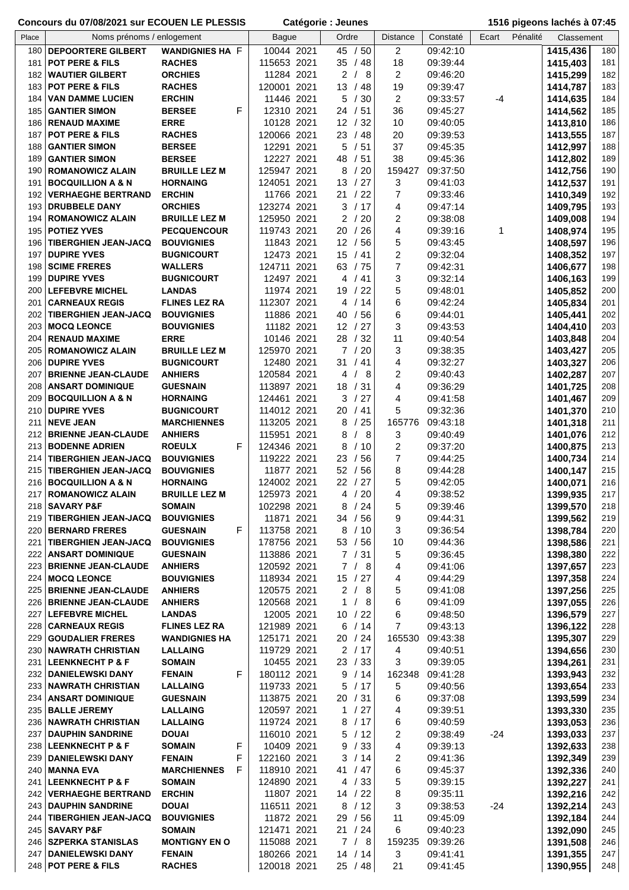**Concours du 07/08/2021 sur ECOUEN LE PLESSIS** **Catégorie : Jeunes** **1516 pigeons lachés à 07:45**

| Place | Noms prénoms / enlogement | | | Bague | | Ordre | Distance | Constaté | Ecart | Pénalité | Classement | |
|---|---|---|---|---|---|---|---|---|---|---|---|---|
| 180 | DEPOORTERE GILBERT | WANDIGNIES HA | F | 10044 | 2021 | 45 / 50 | 2 | 09:42:10 | | | 1415,436 | 180 |
| 181 | POT PERE & FILS | RACHES | | 115653 | 2021 | 35 / 48 | 18 | 09:39:44 | | | 1415,403 | 181 |
| 182 | WAUTIER GILBERT | ORCHIES | | 11284 | 2021 | 2 / 8 | 2 | 09:46:20 | | | 1415,299 | 182 |
| 183 | POT PERE & FILS | RACHES | | 120001 | 2021 | 13 / 48 | 19 | 09:39:47 | | | 1414,787 | 183 |
| 184 | VAN DAMME LUCIEN | ERCHIN | | 11446 | 2021 | 5 / 30 | 2 | 09:33:57 | -4 | | 1414,635 | 184 |
| 185 | GANTIER SIMON | BERSEE | F | 12310 | 2021 | 24 / 51 | 36 | 09:45:27 | | | 1414,562 | 185 |
| 186 | RENAUD MAXIME | ERRE | | 10128 | 2021 | 12 / 32 | 10 | 09:40:05 | | | 1413,810 | 186 |
| 187 | POT PERE & FILS | RACHES | | 120066 | 2021 | 23 / 48 | 20 | 09:39:53 | | | 1413,555 | 187 |
| 188 | GANTIER SIMON | BERSEE | | 12291 | 2021 | 5 / 51 | 37 | 09:45:35 | | | 1412,997 | 188 |
| 189 | GANTIER SIMON | BERSEE | | 12227 | 2021 | 48 / 51 | 38 | 09:45:36 | | | 1412,802 | 189 |
| 190 | ROMANOWICZ ALAIN | BRUILLE LEZ M | | 125947 | 2021 | 8 / 20 | 159427 | 09:37:50 | | | 1412,756 | 190 |
| 191 | BOCQUILLION A & N | HORNAING | | 124051 | 2021 | 13 / 27 | 3 | 09:41:03 | | | 1412,537 | 191 |
| 192 | VERHAEGHE BERTRAND | ERCHIN | | 11766 | 2021 | 21 / 22 | 7 | 09:33:46 | | | 1410,349 | 192 |
| 193 | DRUBBELE DANY | ORCHIES | | 123274 | 2021 | 3 / 17 | 4 | 09:47:14 | | | 1409,795 | 193 |
| 194 | ROMANOWICZ ALAIN | BRUILLE LEZ M | | 125950 | 2021 | 2 / 20 | 2 | 09:38:08 | | | 1409,008 | 194 |
| 195 | POTIEZ YVES | PECQUENCOUR | | 119743 | 2021 | 20 / 26 | 4 | 09:39:16 | 1 | | 1408,974 | 195 |
| 196 | TIBERGHIEN JEAN-JACQ | BOUVIGNIES | | 11843 | 2021 | 12 / 56 | 5 | 09:43:45 | | | 1408,597 | 196 |
| 197 | DUPIRE YVES | BUGNICOURT | | 12473 | 2021 | 15 / 41 | 2 | 09:32:04 | | | 1408,352 | 197 |
| 198 | SCIME FRERES | WALLERS | | 124711 | 2021 | 63 / 75 | 7 | 09:42:31 | | | 1406,677 | 198 |
| 199 | DUPIRE YVES | BUGNICOURT | | 12497 | 2021 | 4 / 41 | 3 | 09:32:14 | | | 1406,163 | 199 |
| 200 | LEFEBVRE MICHEL | LANDAS | | 11974 | 2021 | 19 / 22 | 5 | 09:48:01 | | | 1405,852 | 200 |
| 201 | CARNEAUX REGIS | FLINES LEZ RA | | 112307 | 2021 | 4 / 14 | 6 | 09:42:24 | | | 1405,834 | 201 |
| 202 | TIBERGHIEN JEAN-JACQ | BOUVIGNIES | | 11886 | 2021 | 40 / 56 | 6 | 09:44:01 | | | 1405,441 | 202 |
| 203 | MOCQ LEONCE | BOUVIGNIES | | 11182 | 2021 | 12 / 27 | 3 | 09:43:53 | | | 1404,410 | 203 |
| 204 | RENAUD MAXIME | ERRE | | 10146 | 2021 | 28 / 32 | 11 | 09:40:54 | | | 1403,848 | 204 |
| 205 | ROMANOWICZ ALAIN | BRUILLE LEZ M | | 125970 | 2021 | 7 / 20 | 3 | 09:38:35 | | | 1403,427 | 205 |
| 206 | DUPIRE YVES | BUGNICOURT | | 12480 | 2021 | 31 / 41 | 4 | 09:32:27 | | | 1403,327 | 206 |
| 207 | BRIENNE JEAN-CLAUDE | ANHIERS | | 120584 | 2021 | 4 / 8 | 2 | 09:40:43 | | | 1402,287 | 207 |
| 208 | ANSART DOMINIQUE | GUESNAIN | | 113897 | 2021 | 18 / 31 | 4 | 09:36:29 | | | 1401,725 | 208 |
| 209 | BOCQUILLION A & N | HORNAING | | 124461 | 2021 | 3 / 27 | 4 | 09:41:58 | | | 1401,467 | 209 |
| 210 | DUPIRE YVES | BUGNICOURT | | 114012 | 2021 | 20 / 41 | 5 | 09:32:36 | | | 1401,370 | 210 |
| 211 | NEVE JEAN | MARCHIENNES | | 113205 | 2021 | 8 / 25 | 165776 | 09:43:18 | | | 1401,318 | 211 |
| 212 | BRIENNE JEAN-CLAUDE | ANHIERS | | 115951 | 2021 | 8 / 8 | 3 | 09:40:49 | | | 1401,076 | 212 |
| 213 | BODENNE ADRIEN | ROEULX | F | 124346 | 2021 | 8 / 10 | 2 | 09:37:20 | | | 1400,875 | 213 |
| 214 | TIBERGHIEN JEAN-JACQ | BOUVIGNIES | | 119222 | 2021 | 23 / 56 | 7 | 09:44:25 | | | 1400,734 | 214 |
| 215 | TIBERGHIEN JEAN-JACQ | BOUVIGNIES | | 11877 | 2021 | 52 / 56 | 8 | 09:44:28 | | | 1400,147 | 215 |
| 216 | BOCQUILLION A & N | HORNAING | | 124002 | 2021 | 22 / 27 | 5 | 09:42:05 | | | 1400,071 | 216 |
| 217 | ROMANOWICZ ALAIN | BRUILLE LEZ M | | 125973 | 2021 | 4 / 20 | 4 | 09:38:52 | | | 1399,935 | 217 |
| 218 | SAVARY P&F | SOMAIN | | 102298 | 2021 | 8 / 24 | 5 | 09:39:46 | | | 1399,570 | 218 |
| 219 | TIBERGHIEN JEAN-JACQ | BOUVIGNIES | | 11871 | 2021 | 34 / 56 | 9 | 09:44:31 | | | 1399,562 | 219 |
| 220 | BERNARD FRERES | GUESNAIN | F | 113758 | 2021 | 8 / 10 | 3 | 09:36:54 | | | 1398,784 | 220 |
| 221 | TIBERGHIEN JEAN-JACQ | BOUVIGNIES | | 178756 | 2021 | 53 / 56 | 10 | 09:44:36 | | | 1398,586 | 221 |
| 222 | ANSART DOMINIQUE | GUESNAIN | | 113886 | 2021 | 7 / 31 | 5 | 09:36:45 | | | 1398,380 | 222 |
| 223 | BRIENNE JEAN-CLAUDE | ANHIERS | | 120592 | 2021 | 7 / 8 | 4 | 09:41:06 | | | 1397,657 | 223 |
| 224 | MOCQ LEONCE | BOUVIGNIES | | 118934 | 2021 | 15 / 27 | 4 | 09:44:29 | | | 1397,358 | 224 |
| 225 | BRIENNE JEAN-CLAUDE | ANHIERS | | 120575 | 2021 | 2 / 8 | 5 | 09:41:08 | | | 1397,256 | 225 |
| 226 | BRIENNE JEAN-CLAUDE | ANHIERS | | 120568 | 2021 | 1 / 8 | 6 | 09:41:09 | | | 1397,055 | 226 |
| 227 | LEFEBVRE MICHEL | LANDAS | | 12005 | 2021 | 10 / 22 | 6 | 09:48:50 | | | 1396,579 | 227 |
| 228 | CARNEAUX REGIS | FLINES LEZ RA | | 121989 | 2021 | 6 / 14 | 7 | 09:43:13 | | | 1396,122 | 228 |
| 229 | GOUDALIER FRERES | WANDIGNIES HA | | 125171 | 2021 | 20 / 24 | 165530 | 09:43:38 | | | 1395,307 | 229 |
| 230 | NAWRATH CHRISTIAN | LALLAING | | 119729 | 2021 | 2 / 17 | 4 | 09:40:51 | | | 1394,656 | 230 |
| 231 | LEENKNECHT P & F | SOMAIN | | 10455 | 2021 | 23 / 33 | 3 | 09:39:05 | | | 1394,261 | 231 |
| 232 | DANIELEWSKI DANY | FENAIN | F | 180112 | 2021 | 9 / 14 | 162348 | 09:41:28 | | | 1393,943 | 232 |
| 233 | NAWRATH CHRISTIAN | LALLAING | | 119733 | 2021 | 5 / 17 | 5 | 09:40:56 | | | 1393,654 | 233 |
| 234 | ANSART DOMINIQUE | GUESNAIN | | 113875 | 2021 | 20 / 31 | 6 | 09:37:08 | | | 1393,599 | 234 |
| 235 | BALLE JEREMY | LALLAING | | 120597 | 2021 | 1 / 27 | 4 | 09:39:51 | | | 1393,330 | 235 |
| 236 | NAWRATH CHRISTIAN | LALLAING | | 119724 | 2021 | 8 / 17 | 6 | 09:40:59 | | | 1393,053 | 236 |
| 237 | DAUPHIN SANDRINE | DOUAI | | 116010 | 2021 | 5 / 12 | 2 | 09:38:49 | -24 | | 1393,033 | 237 |
| 238 | LEENKNECHT P & F | SOMAIN | F | 10409 | 2021 | 9 / 33 | 4 | 09:39:13 | | | 1392,633 | 238 |
| 239 | DANIELEWSKI DANY | FENAIN | F | 122160 | 2021 | 3 / 14 | 2 | 09:41:36 | | | 1392,349 | 239 |
| 240 | MANNA EVA | MARCHIENNES | F | 118910 | 2021 | 41 / 47 | 6 | 09:45:37 | | | 1392,336 | 240 |
| 241 | LEENKNECHT P & F | SOMAIN | | 124890 | 2021 | 4 / 33 | 5 | 09:39:15 | | | 1392,227 | 241 |
| 242 | VERHAEGHE BERTRAND | ERCHIN | | 11807 | 2021 | 14 / 22 | 8 | 09:35:11 | | | 1392,216 | 242 |
| 243 | DAUPHIN SANDRINE | DOUAI | | 116511 | 2021 | 8 / 12 | 3 | 09:38:53 | -24 | | 1392,214 | 243 |
| 244 | TIBERGHIEN JEAN-JACQ | BOUVIGNIES | | 11872 | 2021 | 29 / 56 | 11 | 09:45:09 | | | 1392,184 | 244 |
| 245 | SAVARY P&F | SOMAIN | | 121471 | 2021 | 21 / 24 | 6 | 09:40:23 | | | 1392,090 | 245 |
| 246 | SZPERKA STANISLAS | MONTIGNY EN O | | 115088 | 2021 | 7 / 8 | 159235 | 09:39:26 | | | 1391,508 | 246 |
| 247 | DANIELEWSKI DANY | FENAIN | | 180266 | 2021 | 14 / 14 | 3 | 09:41:41 | | | 1391,355 | 247 |
| 248 | POT PERE & FILS | RACHES | | 120018 | 2021 | 25 / 48 | 21 | 09:41:45 | | | 1390,955 | 248 |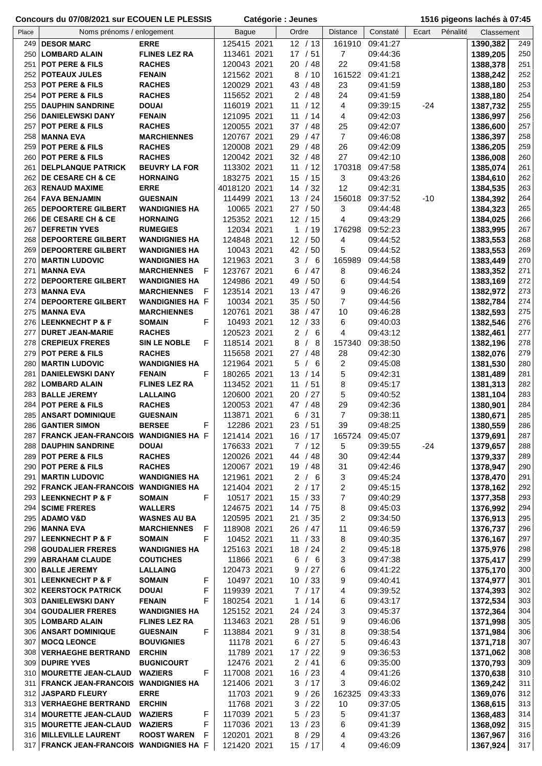**Concours du 07/08/2021 sur ECOUEN LE PLESSIS** **Catégorie : Jeunes** **1516 pigeons lachés à 07:45**

| Place | Noms prénoms / enlogement | | | Bague | | Ordre | Distance | Constaté | Ecart | Pénalité | Classement | |
|---|---|---|---|---|---|---|---|---|---|---|---|---|
| 249 | **DESOR MARC** | **ERRE** | | 125415 | 2021 | 12 / 13 | 161910 | 09:41:27 | | | **1390,382** | 249 |
| 250 | **LOMBARD ALAIN** | **FLINES LEZ RA** | | 113461 | 2021 | 17 / 51 | 7 | 09:44:36 | | | **1389,205** | 250 |
| 251 | **POT PERE & FILS** | **RACHES** | | 120043 | 2021 | 20 / 48 | 22 | 09:41:58 | | | **1388,378** | 251 |
| 252 | **POTEAUX JULES** | **FENAIN** | | 121562 | 2021 | 8 / 10 | 161522 | 09:41:21 | | | **1388,242** | 252 |
| 253 | **POT PERE & FILS** | **RACHES** | | 120029 | 2021 | 43 / 48 | 23 | 09:41:59 | | | **1388,180** | 253 |
| 254 | **POT PERE & FILS** | **RACHES** | | 115652 | 2021 | 2 / 48 | 24 | 09:41:59 | | | **1388,180** | 254 |
| 255 | **DAUPHIN SANDRINE** | **DOUAI** | | 116019 | 2021 | 11 / 12 | 4 | 09:39:15 | -24 | | **1387,732** | 255 |
| 256 | **DANIELEWSKI DANY** | **FENAIN** | | 121095 | 2021 | 11 / 14 | 4 | 09:42:03 | | | **1386,997** | 256 |
| 257 | **POT PERE & FILS** | **RACHES** | | 120055 | 2021 | 37 / 48 | 25 | 09:42:07 | | | **1386,600** | 257 |
| 258 | **MANNA EVA** | **MARCHIENNES** | | 120767 | 2021 | 29 / 47 | 7 | 09:46:08 | | | **1386,397** | 258 |
| 259 | **POT PERE & FILS** | **RACHES** | | 120008 | 2021 | 29 / 48 | 26 | 09:42:09 | | | **1386,205** | 259 |
| 260 | **POT PERE & FILS** | **RACHES** | | 120042 | 2021 | 32 / 48 | 27 | 09:42:10 | | | **1386,008** | 260 |
| 261 | **DELPLANQUE PATRICK** | **BEUVRY LA FOR** | | 113302 | 2021 | 11 / 12 | 170318 | 09:47:58 | | | **1385,074** | 261 |
| 262 | **DE CESARE CH & CE** | **HORNAING** | | 183275 | 2021 | 15 / 15 | 3 | 09:43:26 | | | **1384,610** | 262 |
| 263 | **RENAUD MAXIME** | **ERRE** | | 4018120 | 2021 | 14 / 32 | 12 | 09:42:31 | | | **1384,535** | 263 |
| 264 | **FAVA BENJAMIN** | **GUESNAIN** | | 114499 | 2021 | 13 / 24 | 156018 | 09:37:52 | -10 | | **1384,392** | 264 |
| 265 | **DEPOORTERE GILBERT** | **WANDIGNIES HA** | | 10065 | 2021 | 27 / 50 | 3 | 09:44:48 | | | **1384,323** | 265 |
| 266 | **DE CESARE CH & CE** | **HORNAING** | | 125352 | 2021 | 12 / 15 | 4 | 09:43:29 | | | **1384,025** | 266 |
| 267 | **DEFRETIN YVES** | **RUMEGIES** | | 12034 | 2021 | 1 / 19 | 176298 | 09:52:23 | | | **1383,995** | 267 |
| 268 | **DEPOORTERE GILBERT** | **WANDIGNIES HA** | | 124848 | 2021 | 12 / 50 | 4 | 09:44:52 | | | **1383,553** | 268 |
| 269 | **DEPOORTERE GILBERT** | **WANDIGNIES HA** | | 10043 | 2021 | 42 / 50 | 5 | 09:44:52 | | | **1383,553** | 269 |
| 270 | **MARTIN LUDOVIC** | **WANDIGNIES HA** | | 121963 | 2021 | 3 / 6 | 165989 | 09:44:58 | | | **1383,449** | 270 |
| 271 | **MANNA EVA** | **MARCHIENNES** | F | 123767 | 2021 | 6 / 47 | 8 | 09:46:24 | | | **1383,352** | 271 |
| 272 | **DEPOORTERE GILBERT** | **WANDIGNIES HA** | | 124986 | 2021 | 49 / 50 | 6 | 09:44:54 | | | **1383,169** | 272 |
| 273 | **MANNA EVA** | **MARCHIENNES** | F | 123514 | 2021 | 13 / 47 | 9 | 09:46:26 | | | **1382,972** | 273 |
| 274 | **DEPOORTERE GILBERT** | **WANDIGNIES HA** | F | 10034 | 2021 | 35 / 50 | 7 | 09:44:56 | | | **1382,784** | 274 |
| 275 | **MANNA EVA** | **MARCHIENNES** | | 120761 | 2021 | 38 / 47 | 10 | 09:46:28 | | | **1382,593** | 275 |
| 276 | **LEENKNECHT P & F** | **SOMAIN** | F | 10493 | 2021 | 12 / 33 | 6 | 09:40:03 | | | **1382,546** | 276 |
| 277 | **DURET JEAN-MARIE** | **RACHES** | | 120523 | 2021 | 2 / 6 | 4 | 09:43:12 | | | **1382,461** | 277 |
| 278 | **CREPIEUX FRERES** | **SIN LE NOBLE** | F | 118514 | 2021 | 8 / 8 | 157340 | 09:38:50 | | | **1382,196** | 278 |
| 279 | **POT PERE & FILS** | **RACHES** | | 115658 | 2021 | 27 / 48 | 28 | 09:42:30 | | | **1382,076** | 279 |
| 280 | **MARTIN LUDOVIC** | **WANDIGNIES HA** | | 121964 | 2021 | 5 / 6 | 2 | 09:45:08 | | | **1381,530** | 280 |
| 281 | **DANIELEWSKI DANY** | **FENAIN** | F | 180265 | 2021 | 13 / 14 | 5 | 09:42:31 | | | **1381,489** | 281 |
| 282 | **LOMBARD ALAIN** | **FLINES LEZ RA** | | 113452 | 2021 | 11 / 51 | 8 | 09:45:17 | | | **1381,313** | 282 |
| 283 | **BALLE JEREMY** | **LALLAING** | | 120600 | 2021 | 20 / 27 | 5 | 09:40:52 | | | **1381,104** | 283 |
| 284 | **POT PERE & FILS** | **RACHES** | | 120053 | 2021 | 47 / 48 | 29 | 09:42:36 | | | **1380,901** | 284 |
| 285 | **ANSART DOMINIQUE** | **GUESNAIN** | | 113871 | 2021 | 6 / 31 | 7 | 09:38:11 | | | **1380,671** | 285 |
| 286 | **GANTIER SIMON** | **BERSEE** | F | 12286 | 2021 | 23 / 51 | 39 | 09:48:25 | | | **1380,559** | 286 |
| 287 | **FRANCK JEAN-FRANCOIS** | **WANDIGNIES HA** | F | 121414 | 2021 | 16 / 17 | 165724 | 09:45:07 | | | **1379,691** | 287 |
| 288 | **DAUPHIN SANDRINE** | **DOUAI** | | 176633 | 2021 | 7 / 12 | 5 | 09:39:55 | -24 | | **1379,657** | 288 |
| 289 | **POT PERE & FILS** | **RACHES** | | 120026 | 2021 | 44 / 48 | 30 | 09:42:44 | | | **1379,337** | 289 |
| 290 | **POT PERE & FILS** | **RACHES** | | 120067 | 2021 | 19 / 48 | 31 | 09:42:46 | | | **1378,947** | 290 |
| 291 | **MARTIN LUDOVIC** | **WANDIGNIES HA** | | 121961 | 2021 | 2 / 6 | 3 | 09:45:24 | | | **1378,470** | 291 |
| 292 | **FRANCK JEAN-FRANCOIS** | **WANDIGNIES HA** | | 121404 | 2021 | 2 / 17 | 2 | 09:45:15 | | | **1378,162** | 292 |
| 293 | **LEENKNECHT P & F** | **SOMAIN** | F | 10517 | 2021 | 15 / 33 | 7 | 09:40:29 | | | **1377,358** | 293 |
| 294 | **SCIME FRERES** | **WALLERS** | | 124675 | 2021 | 14 / 75 | 8 | 09:45:03 | | | **1376,992** | 294 |
| 295 | **ADAMO V&D** | **WASNES AU BA** | | 120595 | 2021 | 21 / 35 | 2 | 09:34:50 | | | **1376,913** | 295 |
| 296 | **MANNA EVA** | **MARCHIENNES** | F | 118908 | 2021 | 26 / 47 | 11 | 09:46:59 | | | **1376,737** | 296 |
| 297 | **LEENKNECHT P & F** | **SOMAIN** | F | 10452 | 2021 | 11 / 33 | 8 | 09:40:35 | | | **1376,167** | 297 |
| 298 | **GOUDALIER FRERES** | **WANDIGNIES HA** | | 125163 | 2021 | 18 / 24 | 2 | 09:45:18 | | | **1375,976** | 298 |
| 299 | **ABRAHAM CLAUDE** | **COUTICHES** | | 11866 | 2021 | 6 / 6 | 3 | 09:47:38 | | | **1375,417** | 299 |
| 300 | **BALLE JEREMY** | **LALLAING** | | 120473 | 2021 | 9 / 27 | 6 | 09:41:22 | | | **1375,170** | 300 |
| 301 | **LEENKNECHT P & F** | **SOMAIN** | F | 10497 | 2021 | 10 / 33 | 9 | 09:40:41 | | | **1374,977** | 301 |
| 302 | **KEERSTOCK PATRICK** | **DOUAI** | F | 119939 | 2021 | 7 / 17 | 4 | 09:39:52 | | | **1374,393** | 302 |
| 303 | **DANIELEWSKI DANY** | **FENAIN** | F | 180254 | 2021 | 1 / 14 | 6 | 09:43:17 | | | **1372,534** | 303 |
| 304 | **GOUDALIER FRERES** | **WANDIGNIES HA** | | 125152 | 2021 | 24 / 24 | 3 | 09:45:37 | | | **1372,364** | 304 |
| 305 | **LOMBARD ALAIN** | **FLINES LEZ RA** | | 113463 | 2021 | 28 / 51 | 9 | 09:46:06 | | | **1371,998** | 305 |
| 306 | **ANSART DOMINIQUE** | **GUESNAIN** | F | 113884 | 2021 | 9 / 31 | 8 | 09:38:54 | | | **1371,984** | 306 |
| 307 | **MOCQ LEONCE** | **BOUVIGNIES** | | 11178 | 2021 | 6 / 27 | 5 | 09:46:43 | | | **1371,718** | 307 |
| 308 | **VERHAEGHE BERTRAND** | **ERCHIN** | | 11789 | 2021 | 17 / 22 | 9 | 09:36:53 | | | **1371,062** | 308 |
| 309 | **DUPIRE YVES** | **BUGNICOURT** | | 12476 | 2021 | 2 / 41 | 6 | 09:35:00 | | | **1370,793** | 309 |
| 310 | **MOURETTE JEAN-CLAUD** | **WAZIERS** | F | 117008 | 2021 | 16 / 23 | 4 | 09:41:26 | | | **1370,638** | 310 |
| 311 | **FRANCK JEAN-FRANCOIS** | **WANDIGNIES HA** | | 121406 | 2021 | 3 / 17 | 3 | 09:46:02 | | | **1369,242** | 311 |
| 312 | **JASPARD FLEURY** | **ERRE** | | 11703 | 2021 | 9 / 26 | 162325 | 09:43:33 | | | **1369,076** | 312 |
| 313 | **VERHAEGHE BERTRAND** | **ERCHIN** | | 11768 | 2021 | 3 / 22 | 10 | 09:37:05 | | | **1368,615** | 313 |
| 314 | **MOURETTE JEAN-CLAUD** | **WAZIERS** | F | 117039 | 2021 | 5 / 23 | 5 | 09:41:37 | | | **1368,483** | 314 |
| 315 | **MOURETTE JEAN-CLAUD** | **WAZIERS** | F | 117036 | 2021 | 13 / 23 | 6 | 09:41:39 | | | **1368,092** | 315 |
| 316 | **MILLEVILLE LAURENT** | **ROOST WAREN** | F | 120201 | 2021 | 8 / 29 | 4 | 09:43:26 | | | **1367,967** | 316 |
| 317 | **FRANCK JEAN-FRANCOIS** | **WANDIGNIES HA** | F | 121420 | 2021 | 15 / 17 | 4 | 09:46:09 | | | **1367,924** | 317 |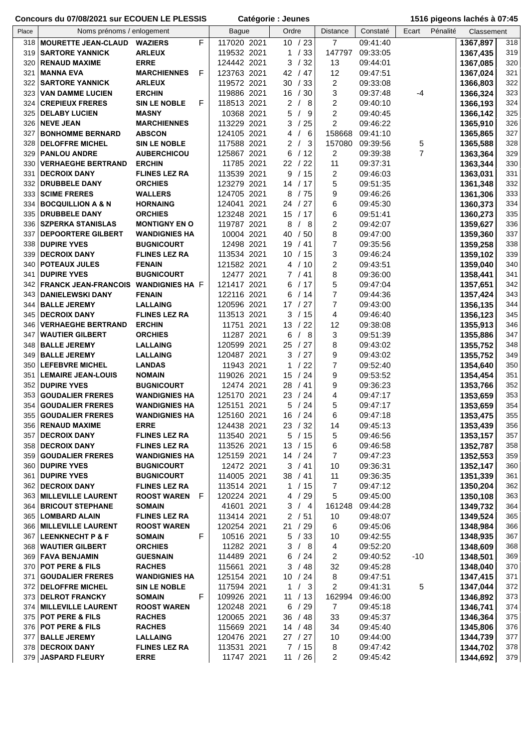**Concours du 07/08/2021 sur ECOUEN LE PLESSIS** **Catégorie : Jeunes** **1516 pigeons lachés à 07:45**

| Place | Noms prénoms / enlogement | | | Bague | Ordre | Distance | Constaté | Ecart | Pénalité | Classement | |
|---|---|---|---|---|---|---|---|---|---|---|---|
| 318 | **MOURETTE JEAN-CLAUD** | **WAZIERS** | F | 117020 2021 | 10 / 23 | 7 | 09:41:40 | | | **1367,897** | 318 |
| 319 | **SARTORE YANNICK** | **ARLEUX** | | 119532 2021 | 1 / 33 | 147797 | 09:33:05 | | | **1367,435** | 319 |
| 320 | **RENAUD MAXIME** | **ERRE** | | 124442 2021 | 3 / 32 | 13 | 09:44:01 | | | **1367,085** | 320 |
| 321 | **MANNA EVA** | **MARCHIENNES** | F | 123763 2021 | 42 / 47 | 12 | 09:47:51 | | | **1367,024** | 321 |
| 322 | **SARTORE YANNICK** | **ARLEUX** | | 119572 2021 | 30 / 33 | 2 | 09:33:08 | | | **1366,803** | 322 |
| 323 | **VAN DAMME LUCIEN** | **ERCHIN** | | 119886 2021 | 16 / 30 | 3 | 09:37:48 | -4 | | **1366,324** | 323 |
| 324 | **CREPIEUX FRERES** | **SIN LE NOBLE** | F | 118513 2021 | 2 / 8 | 2 | 09:40:10 | | | **1366,193** | 324 |
| 325 | **DELABY LUCIEN** | **MASNY** | | 10368 2021 | 5 / 9 | 2 | 09:40:45 | | | **1366,142** | 325 |
| 326 | **NEVE JEAN** | **MARCHIENNES** | | 113229 2021 | 3 / 25 | 2 | 09:46:22 | | | **1365,910** | 326 |
| 327 | **BONHOMME BERNARD** | **ABSCON** | | 124105 2021 | 4 / 6 | 158668 | 09:41:10 | | | **1365,865** | 327 |
| 328 | **DELOFFRE MICHEL** | **SIN LE NOBLE** | | 117588 2021 | 2 / 3 | 157080 | 09:39:56 | 5 | | **1365,588** | 328 |
| 329 | **PANLOU ANDRE** | **AUBERCHICOU** | | 125867 2021 | 6 / 12 | 2 | 09:39:38 | 7 | | **1363,364** | 329 |
| 330 | **VERHAEGHE BERTRAND** | **ERCHIN** | | 11785 2021 | 22 / 22 | 11 | 09:37:31 | | | **1363,344** | 330 |
| 331 | **DECROIX DANY** | **FLINES LEZ RA** | | 113539 2021 | 9 / 15 | 2 | 09:46:03 | | | **1363,031** | 331 |
| 332 | **DRUBBELE DANY** | **ORCHIES** | | 123279 2021 | 14 / 17 | 5 | 09:51:35 | | | **1361,348** | 332 |
| 333 | **SCIME FRERES** | **WALLERS** | | 124705 2021 | 8 / 75 | 9 | 09:46:26 | | | **1361,306** | 333 |
| 334 | **BOCQUILLION A & N** | **HORNAING** | | 124041 2021 | 24 / 27 | 6 | 09:45:30 | | | **1360,373** | 334 |
| 335 | **DRUBBELE DANY** | **ORCHIES** | | 123248 2021 | 15 / 17 | 6 | 09:51:41 | | | **1360,273** | 335 |
| 336 | **SZPERKA STANISLAS** | **MONTIGNY EN O** | | 119787 2021 | 8 / 8 | 2 | 09:42:07 | | | **1359,627** | 336 |
| 337 | **DEPOORTERE GILBERT** | **WANDIGNIES HA** | | 10004 2021 | 40 / 50 | 8 | 09:47:00 | | | **1359,360** | 337 |
| 338 | **DUPIRE YVES** | **BUGNICOURT** | | 12498 2021 | 19 / 41 | 7 | 09:35:56 | | | **1359,258** | 338 |
| 339 | **DECROIX DANY** | **FLINES LEZ RA** | | 113534 2021 | 10 / 15 | 3 | 09:46:24 | | | **1359,102** | 339 |
| 340 | **POTEAUX JULES** | **FENAIN** | | 121582 2021 | 4 / 10 | 2 | 09:43:51 | | | **1359,040** | 340 |
| 341 | **DUPIRE YVES** | **BUGNICOURT** | | 12477 2021 | 7 / 41 | 8 | 09:36:00 | | | **1358,441** | 341 |
| 342 | **FRANCK JEAN-FRANCOIS** | **WANDIGNIES HA** | F | 121417 2021 | 6 / 17 | 5 | 09:47:04 | | | **1357,651** | 342 |
| 343 | **DANIELEWSKI DANY** | **FENAIN** | | 122116 2021 | 6 / 14 | 7 | 09:44:36 | | | **1357,424** | 343 |
| 344 | **BALLE JEREMY** | **LALLAING** | | 120596 2021 | 17 / 27 | 7 | 09:43:00 | | | **1356,135** | 344 |
| 345 | **DECROIX DANY** | **FLINES LEZ RA** | | 113513 2021 | 3 / 15 | 4 | 09:46:40 | | | **1356,123** | 345 |
| 346 | **VERHAEGHE BERTRAND** | **ERCHIN** | | 11751 2021 | 13 / 22 | 12 | 09:38:08 | | | **1355,913** | 346 |
| 347 | **WAUTIER GILBERT** | **ORCHIES** | | 11287 2021 | 6 / 8 | 3 | 09:51:39 | | | **1355,886** | 347 |
| 348 | **BALLE JEREMY** | **LALLAING** | | 120599 2021 | 25 / 27 | 8 | 09:43:02 | | | **1355,752** | 348 |
| 349 | **BALLE JEREMY** | **LALLAING** | | 120487 2021 | 3 / 27 | 9 | 09:43:02 | | | **1355,752** | 349 |
| 350 | **LEFEBVRE MICHEL** | **LANDAS** | | 11943 2021 | 1 / 22 | 7 | 09:52:40 | | | **1354,640** | 350 |
| 351 | **LEMAIRE JEAN-LOUIS** | **NOMAIN** | | 119026 2021 | 15 / 24 | 9 | 09:53:52 | | | **1354,454** | 351 |
| 352 | **DUPIRE YVES** | **BUGNICOURT** | | 12474 2021 | 28 / 41 | 9 | 09:36:23 | | | **1353,766** | 352 |
| 353 | **GOUDALIER FRERES** | **WANDIGNIES HA** | | 125170 2021 | 23 / 24 | 4 | 09:47:17 | | | **1353,659** | 353 |
| 354 | **GOUDALIER FRERES** | **WANDIGNIES HA** | | 125151 2021 | 5 / 24 | 5 | 09:47:17 | | | **1353,659** | 354 |
| 355 | **GOUDALIER FRERES** | **WANDIGNIES HA** | | 125160 2021 | 16 / 24 | 6 | 09:47:18 | | | **1353,475** | 355 |
| 356 | **RENAUD MAXIME** | **ERRE** | | 124438 2021 | 23 / 32 | 14 | 09:45:13 | | | **1353,439** | 356 |
| 357 | **DECROIX DANY** | **FLINES LEZ RA** | | 113540 2021 | 5 / 15 | 5 | 09:46:56 | | | **1353,157** | 357 |
| 358 | **DECROIX DANY** | **FLINES LEZ RA** | | 113526 2021 | 13 / 15 | 6 | 09:46:58 | | | **1352,787** | 358 |
| 359 | **GOUDALIER FRERES** | **WANDIGNIES HA** | | 125159 2021 | 14 / 24 | 7 | 09:47:23 | | | **1352,553** | 359 |
| 360 | **DUPIRE YVES** | **BUGNICOURT** | | 12472 2021 | 3 / 41 | 10 | 09:36:31 | | | **1352,147** | 360 |
| 361 | **DUPIRE YVES** | **BUGNICOURT** | | 114005 2021 | 38 / 41 | 11 | 09:36:35 | | | **1351,339** | 361 |
| 362 | **DECROIX DANY** | **FLINES LEZ RA** | | 113514 2021 | 1 / 15 | 7 | 09:47:12 | | | **1350,204** | 362 |
| 363 | **MILLEVILLE LAURENT** | **ROOST WAREN** | F | 120224 2021 | 4 / 29 | 5 | 09:45:00 | | | **1350,108** | 363 |
| 364 | **BRICOUT STEPHANE** | **SOMAIN** | | 41601 2021 | 3 / 4 | 161248 | 09:44:28 | | | **1349,732** | 364 |
| 365 | **LOMBARD ALAIN** | **FLINES LEZ RA** | | 113414 2021 | 2 / 51 | 10 | 09:48:07 | | | **1349,524** | 365 |
| 366 | **MILLEVILLE LAURENT** | **ROOST WAREN** | | 120254 2021 | 21 / 29 | 6 | 09:45:06 | | | **1348,984** | 366 |
| 367 | **LEENKNECHT P & F** | **SOMAIN** | F | 10516 2021 | 5 / 33 | 10 | 09:42:55 | | | **1348,935** | 367 |
| 368 | **WAUTIER GILBERT** | **ORCHIES** | | 11282 2021 | 3 / 8 | 4 | 09:52:20 | | | **1348,609** | 368 |
| 369 | **FAVA BENJAMIN** | **GUESNAIN** | | 114489 2021 | 6 / 24 | 2 | 09:40:52 | -10 | | **1348,501** | 369 |
| 370 | **POT PERE & FILS** | **RACHES** | | 115661 2021 | 3 / 48 | 32 | 09:45:28 | | | **1348,040** | 370 |
| 371 | **GOUDALIER FRERES** | **WANDIGNIES HA** | | 125154 2021 | 10 / 24 | 8 | 09:47:51 | | | **1347,415** | 371 |
| 372 | **DELOFFRE MICHEL** | **SIN LE NOBLE** | | 117594 2021 | 1 / 3 | 2 | 09:41:31 | 5 | | **1347,044** | 372 |
| 373 | **DELROT FRANCKY** | **SOMAIN** | F | 109926 2021 | 11 / 13 | 162994 | 09:46:00 | | | **1346,892** | 373 |
| 374 | **MILLEVILLE LAURENT** | **ROOST WAREN** | | 120248 2021 | 6 / 29 | 7 | 09:45:18 | | | **1346,741** | 374 |
| 375 | **POT PERE & FILS** | **RACHES** | | 120065 2021 | 36 / 48 | 33 | 09:45:37 | | | **1346,364** | 375 |
| 376 | **POT PERE & FILS** | **RACHES** | | 115669 2021 | 14 / 48 | 34 | 09:45:40 | | | **1345,806** | 376 |
| 377 | **BALLE JEREMY** | **LALLAING** | | 120476 2021 | 27 / 27 | 10 | 09:44:00 | | | **1344,739** | 377 |
| 378 | **DECROIX DANY** | **FLINES LEZ RA** | | 113531 2021 | 7 / 15 | 8 | 09:47:42 | | | **1344,702** | 378 |
| 379 | **JASPARD FLEURY** | **ERRE** | | 11747 2021 | 11 / 26 | 2 | 09:45:42 | | | **1344,692** | 379 |